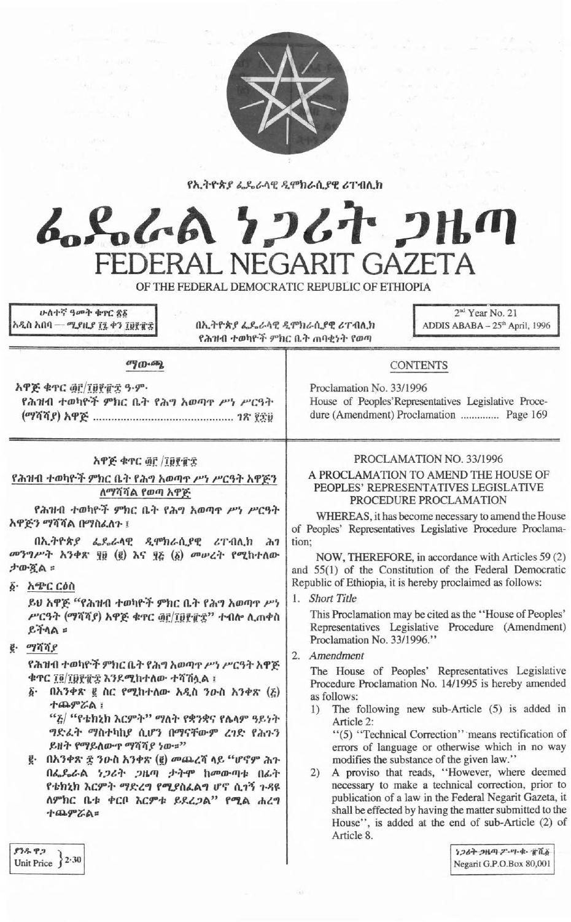የኢትዮጵያ ፌዴራላዊ ዲሞክራሲያዊ ሪፐብሊክ

# ፌዴራል ነጋሪት ጋዜጣ
# FEDERAL NEGARIT GAZETA

OF THE FEDERAL DEMOCRATIC REPUBLIC OF ETHIOPIA

ሁለተኛ ዓመት ቁጥር ፳፩
አዲስ አበባ — ሚያዚያ ፲፯ ቀን ፲፱፻፹፰

በኢትዮጵያ ፌዴራላዊ ዲሞክራሲያዊ ሪፐብሊክ የሕዝብ ተወካዮች ምክር ቤት ጠባቂነት የወጣ

2nd Year No. 21
ADDIS ABABA – 25th April, 1996

## ማውጫ

አዋጅ ቁጥር ፴፫/፲፱፻፹፰ ዓ.ም.
የሕዝብ ተወካዮች ምክር ቤት የሕግ አወጣጥ ሥነ ሥርዓት (ማሻሻያ) አዋጅ ................................ ገጽ ፻፷፱

## CONTENTS

Proclamation No. 33/1996
House of Peoples' Representatives Legislative Procedure (Amendment) Proclamation .............. Page 169

### አዋጅ ቁጥር ፴፫/፲፱፻፹፰

### የሕዝብ ተወካዮች ምክር ቤት የሕግ አወጣጥ ሥነ ሥርዓት አዋጅን ለማሻሻል የወጣ አዋጅ

የሕዝብ ተወካዮች ምክር ቤት የሕግ አወጣጥ ሥነ ሥርዓት አዋጅን ማሻሻል በማስፈለጉ ፤

በኢትዮጵያ ፌዴራላዊ ዲሞክራሲያዊ ሪፐብሊክ ሕገ መንግሥት አንቀጽ ፶፱ (፪) እና ፶፭ (፩) መሠረት የሚከተለው ታውጇል ።

፩· አጭር ርዕስ

ይህ አዋጅ "የሕዝብ ተወካዮች ምክር ቤት የሕግ አወጣጥ ሥነ ሥርዓት (ማሻሻያ) አዋጅ ቁጥር ፴፫/፲፱፻፹፰" ተብሎ ሊጠቀስ ይችላል ።

፪· ማሻሻያ

የሕዝብ ተወካዮች ምክር ቤት የሕግ አወጣጥ ሥነ ሥርዓት አዋጅ ቁጥር ፲፬/፲፱፻፹፯ እንደሚከተለው ተሻሽሏል ፤

፩· በአንቀጽ ፪ ስር የሚከተለው አዲስ ንዑስ አንቀጽ (፭) ተጨምሯል ፤

"፭/ "የቴክኒክ እርምት" ማለት የቋንቋና የሌላም ዓይነት ግድፈት ማስተካከያ ሲሆን በማናቸውም ረገድ የሕጉን ይዘት የማይለውጥ ማሻሻያ ነው።"

፪· በአንቀጽ ፰ ንዑስ አንቀጽ (፪) መጨረሻ ላይ "ሆኖም ሕጉ በፌዴራል ነጋሪት ጋዜጣ ታትሞ ከመውጣቱ በፊት የቴክኒክ እርምት ማድረግ የሚያስፈልግ ሆኖ ሲገኝ ጉዳዩ ለምክር ቤቱ ቀርቦ እርምቱ ይደረጋል" የሚል ሐረግ ተጨምሯል።

### PROCLAMATION NO. 33/1996

### A PROCLAMATION TO AMEND THE HOUSE OF PEOPLES' REPRESENTATIVES LEGISLATIVE PROCEDURE PROCLAMATION

WHEREAS, it has become necessary to amend the House of Peoples' Representatives Legislative Procedure Proclamation;

NOW, THEREFORE, in accordance with Articles 59 (2) and 55(1) of the Constitution of the Federal Democratic Republic of Ethiopia, it is hereby proclaimed as follows:

1. *Short Title*

This Proclamation may be cited as the "House of Peoples' Representatives Legislative Procedure (Amendment) Proclamation No. 33/1996."

2. *Amendment*

The House of Peoples' Representatives Legislative Procedure Proclamation No. 14/1995 is hereby amended as follows:

1) The following new sub-Article (5) is added in Article 2:

"(5) "Technical Correction" means rectification of errors of language or otherwise which in no way modifies the substance of the given law."

2) A proviso that reads, "However, where deemed necessary to make a technical correction, prior to publication of a law in the Federal Negarit Gazeta, it shall be effected by having the matter submitted to the House", is added at the end of sub-Article (2) of Article 8.

ያንዱ ዋጋ
Unit Price 2·30

ነጋሪት ጋዜጣ ፖ·ሣ·ቁ· ፹ሺ፩
Negarit G.P.O.Box 80,001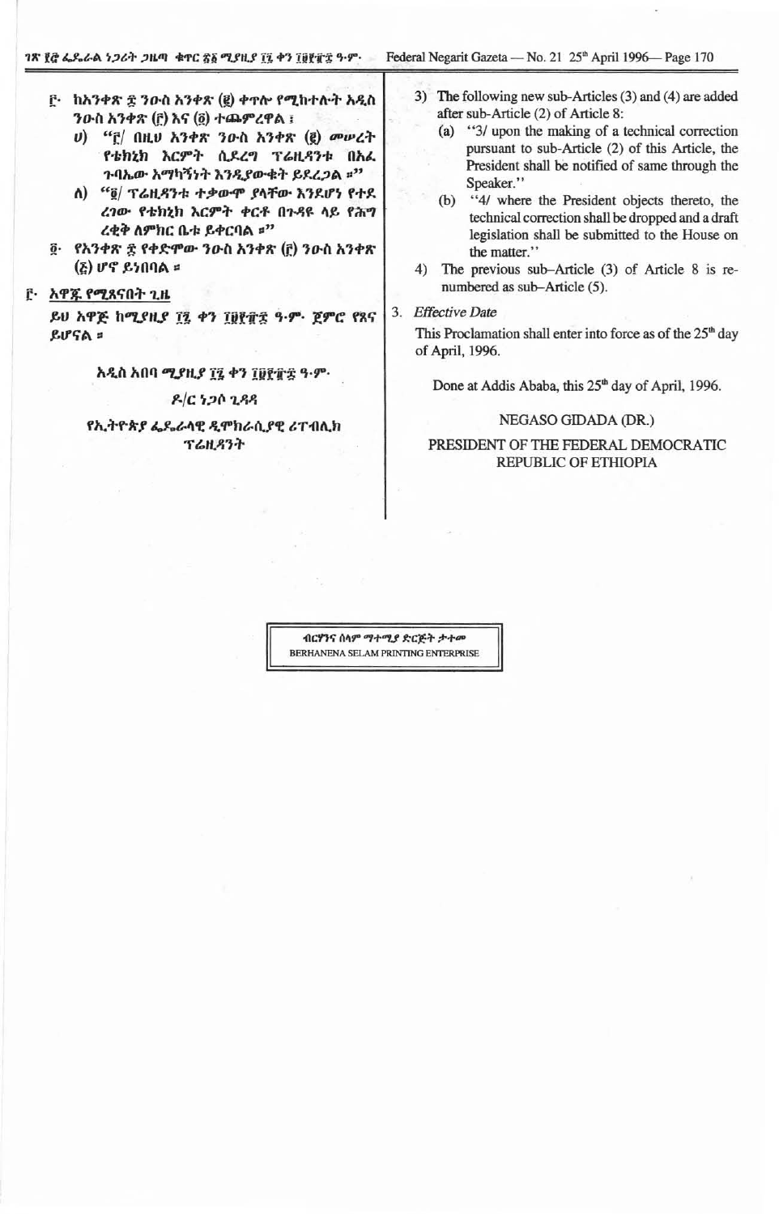፫· ከአንቀጽ ፰ ንዑስ አንቀጽ (፪) ቀጥሎ የሚከተሉት አዲስ ንዑስ አንቀጽ (፫) እና (፬) ተጨምረዋል ፤

ሀ) "፫/ በዚህ አንቀጽ ንዑስ አንቀጽ (፪) መሠረት የቴክኒክ እርምት ሲደረግ ፕሬዚዳንቱ በአፈ ጉባኤው አማካኝነት እንዲያውቁት ይደረጋል ።"

ለ) "፬/ ፕሬዚዳንቱ ተቃውሞ ያላቸው እንደሆነ የተደረገው የቴክኒክ እርምት ቀርቶ በጉዳዩ ላይ የሕግ ረቂቅ ለምክር ቤቱ ይቀርባል ።"

፬· የአንቀጽ ፰ የቀድሞው ንዑስ አንቀጽ (፫) ንዑስ አንቀጽ (፭) ሆኖ ይነበባል ።

፫· አዋጁ የሚጸናበት ጊዜ

ይህ አዋጅ ከሚያዚያ ፲፯ ቀን ፲፱፻፹፰ ዓ·ም· ጀምሮ የጸና ይሆናል ።

አዲስ አበባ ሚያዚያ ፲፯ ቀን ፲፱፻፹፰ ዓ·ም·

ዶ/ር ነጋሶ ጊዳዳ

የኢትዮጵያ ፌዴራላዊ ዲሞክራሲያዊ ሪፐብሊክ ፕሬዚዳንት

3) The following new sub-Articles (3) and (4) are added after sub-Article (2) of Article 8:

(a) "3/ upon the making of a technical correction pursuant to sub-Article (2) of this Article, the President shall be notified of same through the Speaker."

(b) "4/ where the President objects thereto, the technical correction shall be dropped and a draft legislation shall be submitted to the House on the matter."

4) The previous sub-Article (3) of Article 8 is re-numbered as sub-Article (5).

3. *Effective Date*

This Proclamation shall enter into force as of the 25th day of April, 1996.

Done at Addis Ababa, this 25th day of April, 1996.

NEGASO GIDADA (DR.)

PRESIDENT OF THE FEDERAL DEMOCRATIC REPUBLIC OF ETHIOPIA

ብርሃንና ሰላም ማተሚያ ድርጅት ታተመ
BERHANENA SELAM PRINTING ENTERPRISE